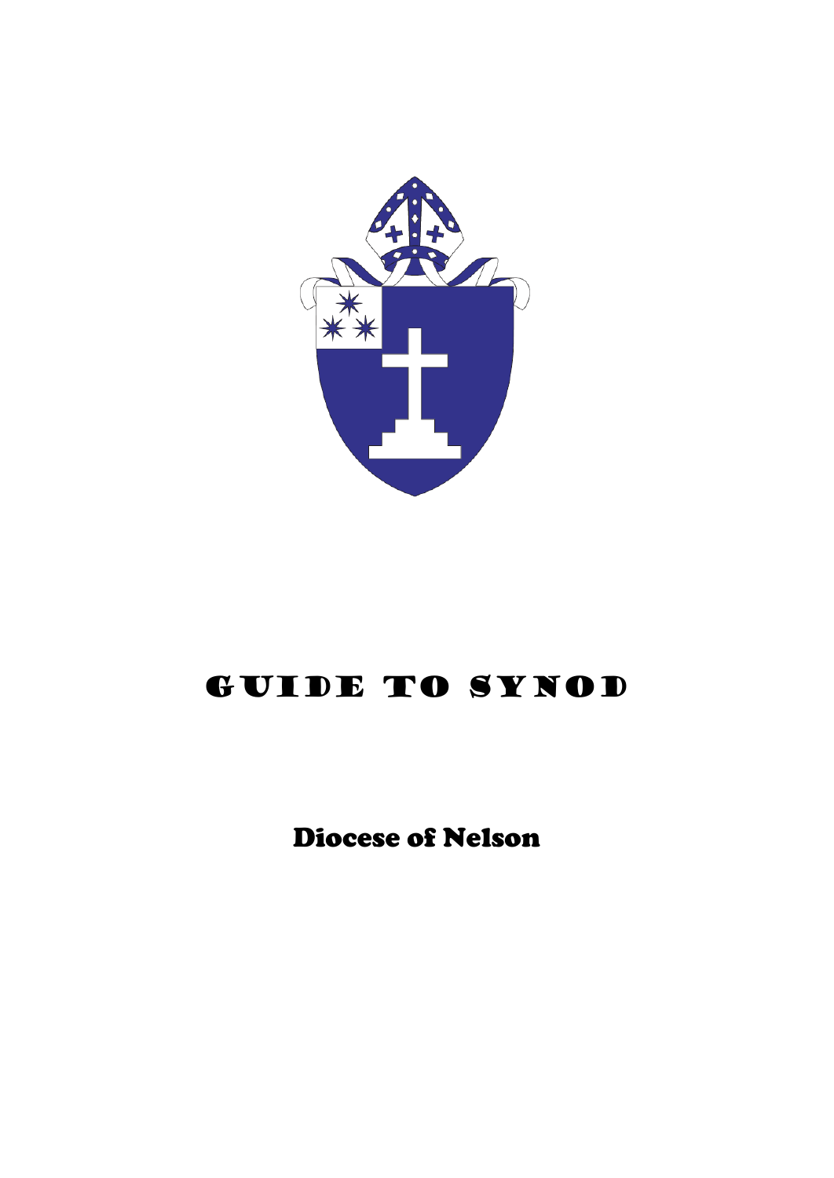# GUIDE TO SYNOD

## Diocese of Nelson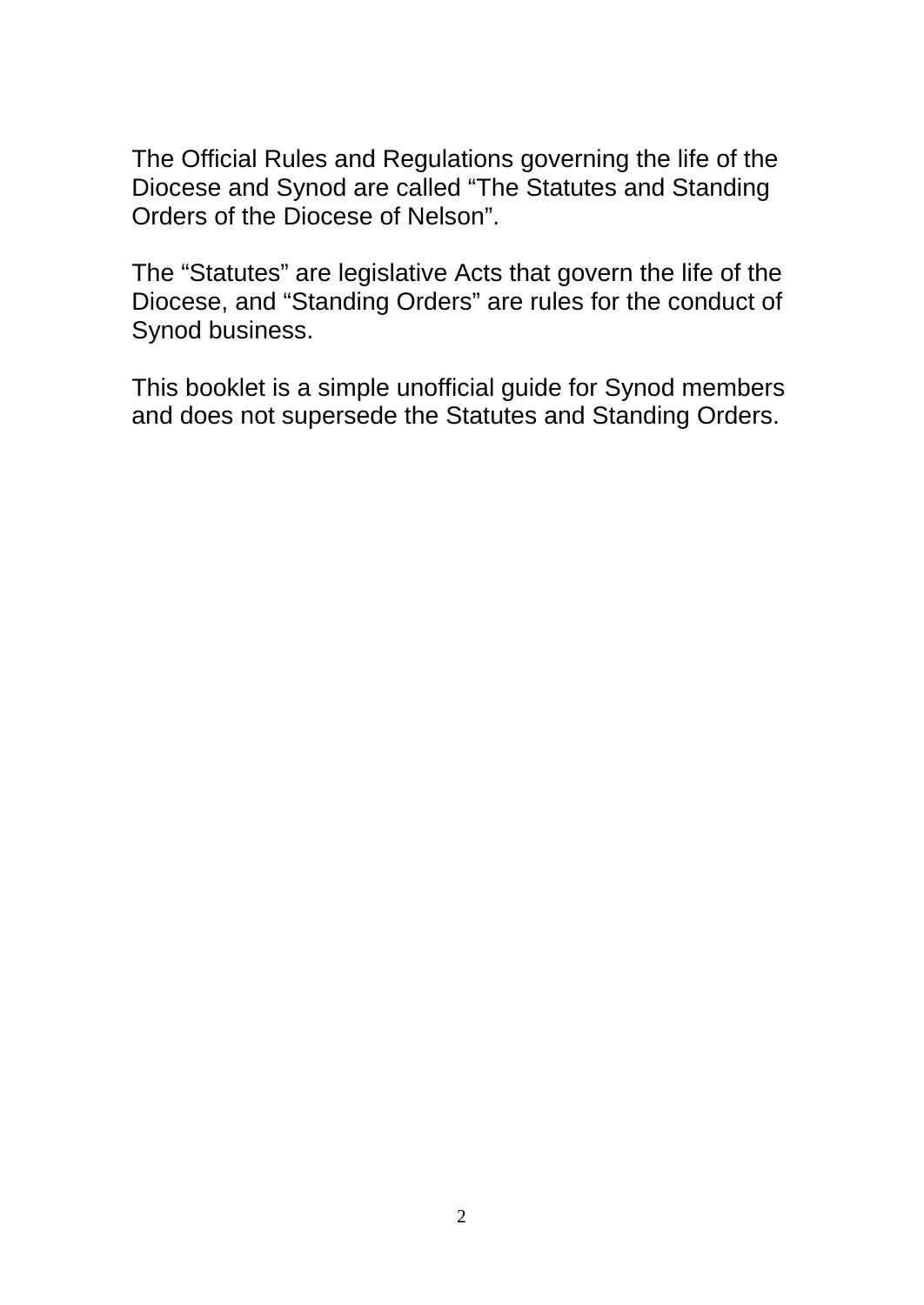The Official Rules and Regulations governing the life of the Diocese and Synod are called “The Statutes and Standing Orders of the Diocese of Nelson”.

The “Statutes” are legislative Acts that govern the life of the Diocese, and “Standing Orders” are rules for the conduct of Synod business.

This booklet is a simple unofficial guide for Synod members and does not supersede the Statutes and Standing Orders.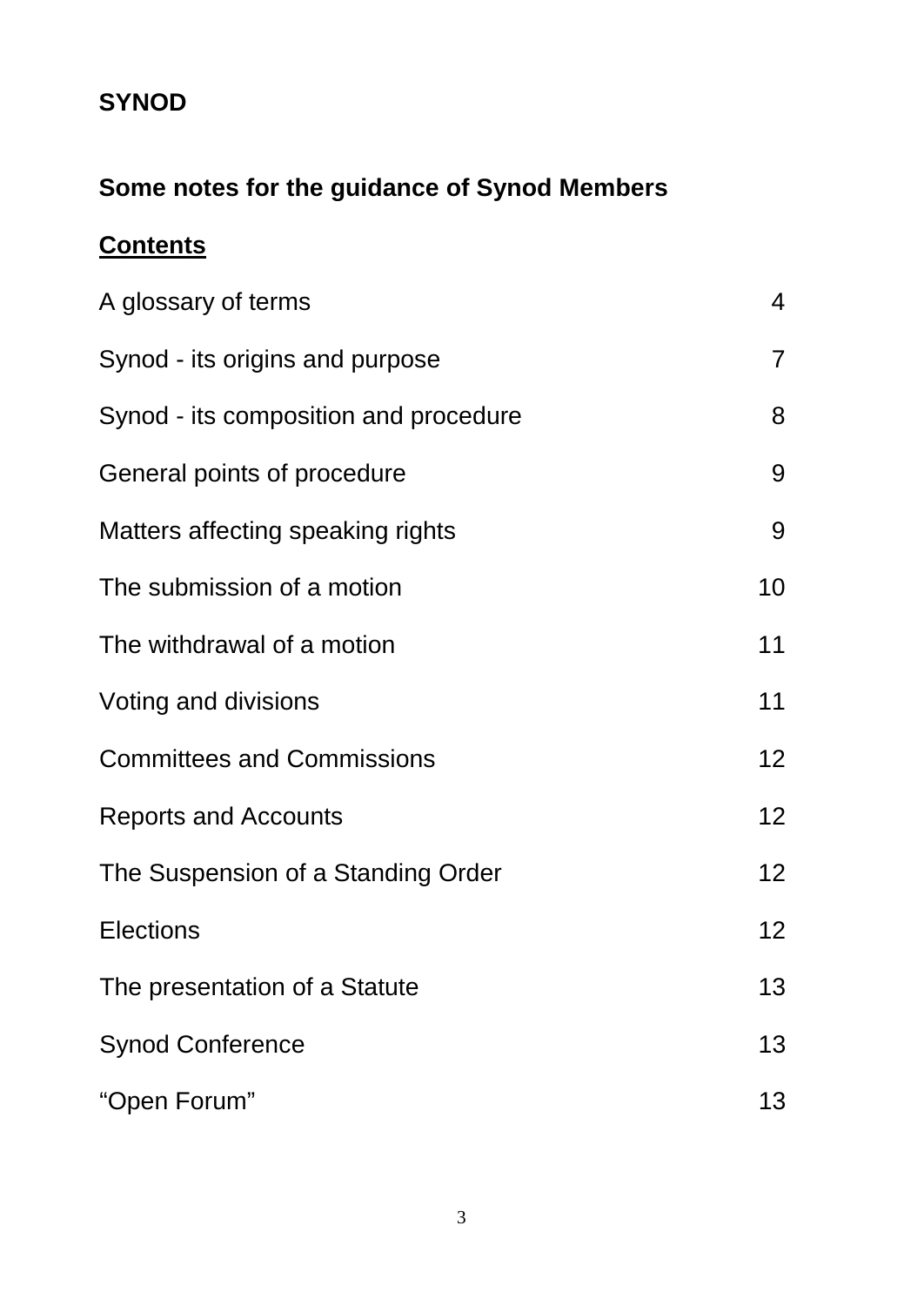**SYNOD**

**Some notes for the guidance of Synod Members**

**Contents**

| | |
|---|---|
| A glossary of terms | 4 |
| Synod - its origins and purpose | 7 |
| Synod - its composition and procedure | 8 |
| General points of procedure | 9 |
| Matters affecting speaking rights | 9 |
| The submission of a motion | 10 |
| The withdrawal of a motion | 11 |
| Voting and divisions | 11 |
| Committees and Commissions | 12 |
| Reports and Accounts | 12 |
| The Suspension of a Standing Order | 12 |
| Elections | 12 |
| The presentation of a Statute | 13 |
| Synod Conference | 13 |
| “Open Forum” | 13 |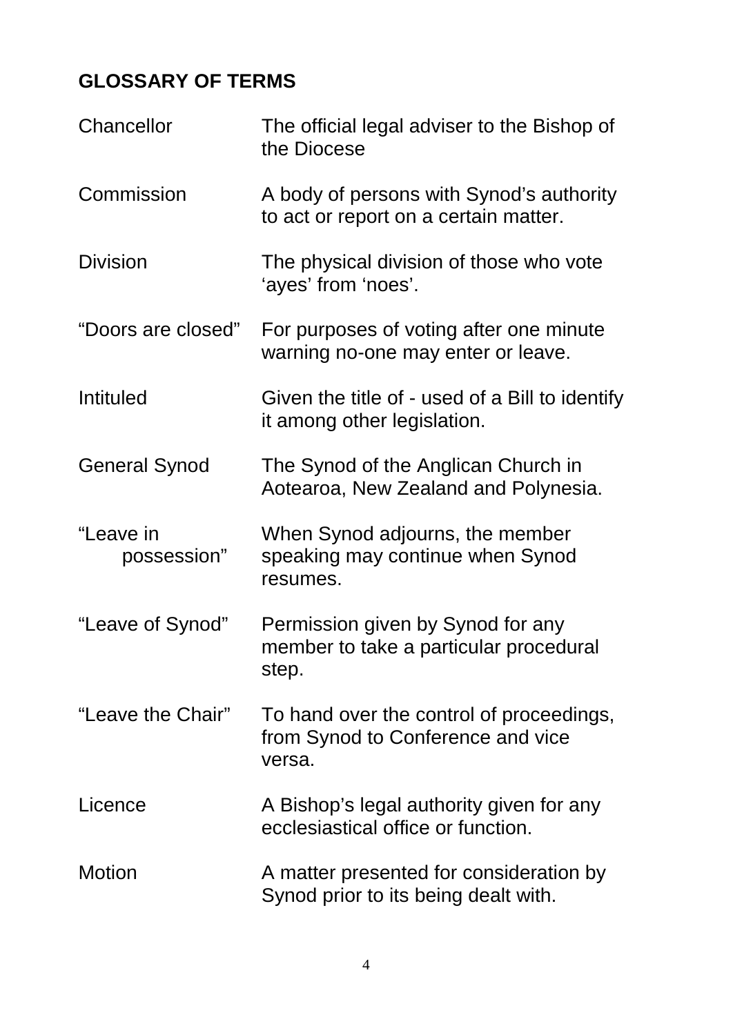## GLOSSARY OF TERMS

| | |
|---|---|
| Chancellor | The official legal adviser to the Bishop of the Diocese |
| Commission | A body of persons with Synod's authority to act or report on a certain matter. |
| Division | The physical division of those who vote 'ayes' from 'noes'. |
| "Doors are closed" | For purposes of voting after one minute warning no-one may enter or leave. |
| Intituled | Given the title of - used of a Bill to identify it among other legislation. |
| General Synod | The Synod of the Anglican Church in Aotearoa, New Zealand and Polynesia. |
| "Leave in possession" | When Synod adjourns, the member speaking may continue when Synod resumes. |
| "Leave of Synod" | Permission given by Synod for any member to take a particular procedural step. |
| "Leave the Chair" | To hand over the control of proceedings, from Synod to Conference and vice versa. |
| Licence | A Bishop's legal authority given for any ecclesiastical office or function. |
| Motion | A matter presented for consideration by Synod prior to its being dealt with. |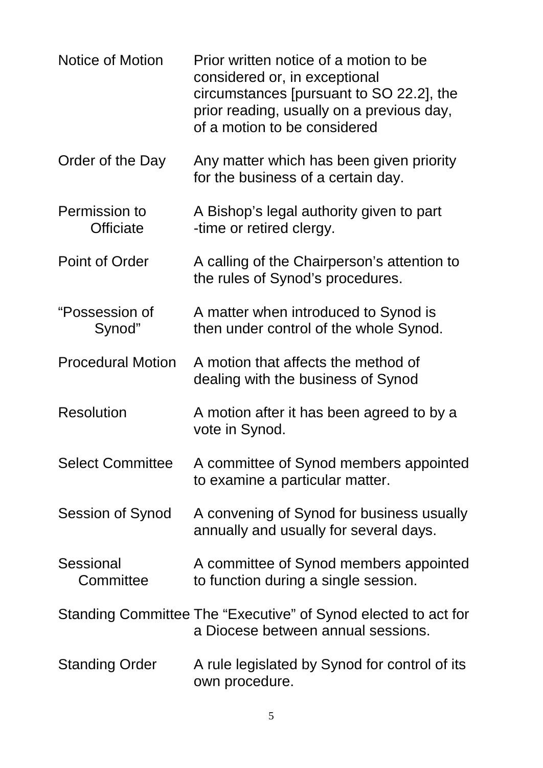| | |
|---|---|
| Notice of Motion | Prior written notice of a motion to be considered or, in exceptional circumstances [pursuant to SO 22.2], the prior reading, usually on a previous day, of a motion to be considered |
| Order of the Day | Any matter which has been given priority for the business of a certain day. |
| Permission to Officiate | A Bishop's legal authority given to part -time or retired clergy. |
| Point of Order | A calling of the Chairperson's attention to the rules of Synod's procedures. |
| "Possession of Synod" | A matter when introduced to Synod is then under control of the whole Synod. |
| Procedural Motion | A motion that affects the method of dealing with the business of Synod |
| Resolution | A motion after it has been agreed to by a vote in Synod. |
| Select Committee | A committee of Synod members appointed to examine a particular matter. |
| Session of Synod | A convening of Synod for business usually annually and usually for several days. |
| Sessional Committee | A committee of Synod members appointed to function during a single session. |
| Standing Committee | The "Executive" of Synod elected to act for a Diocese between annual sessions. |
| Standing Order | A rule legislated by Synod for control of its own procedure. |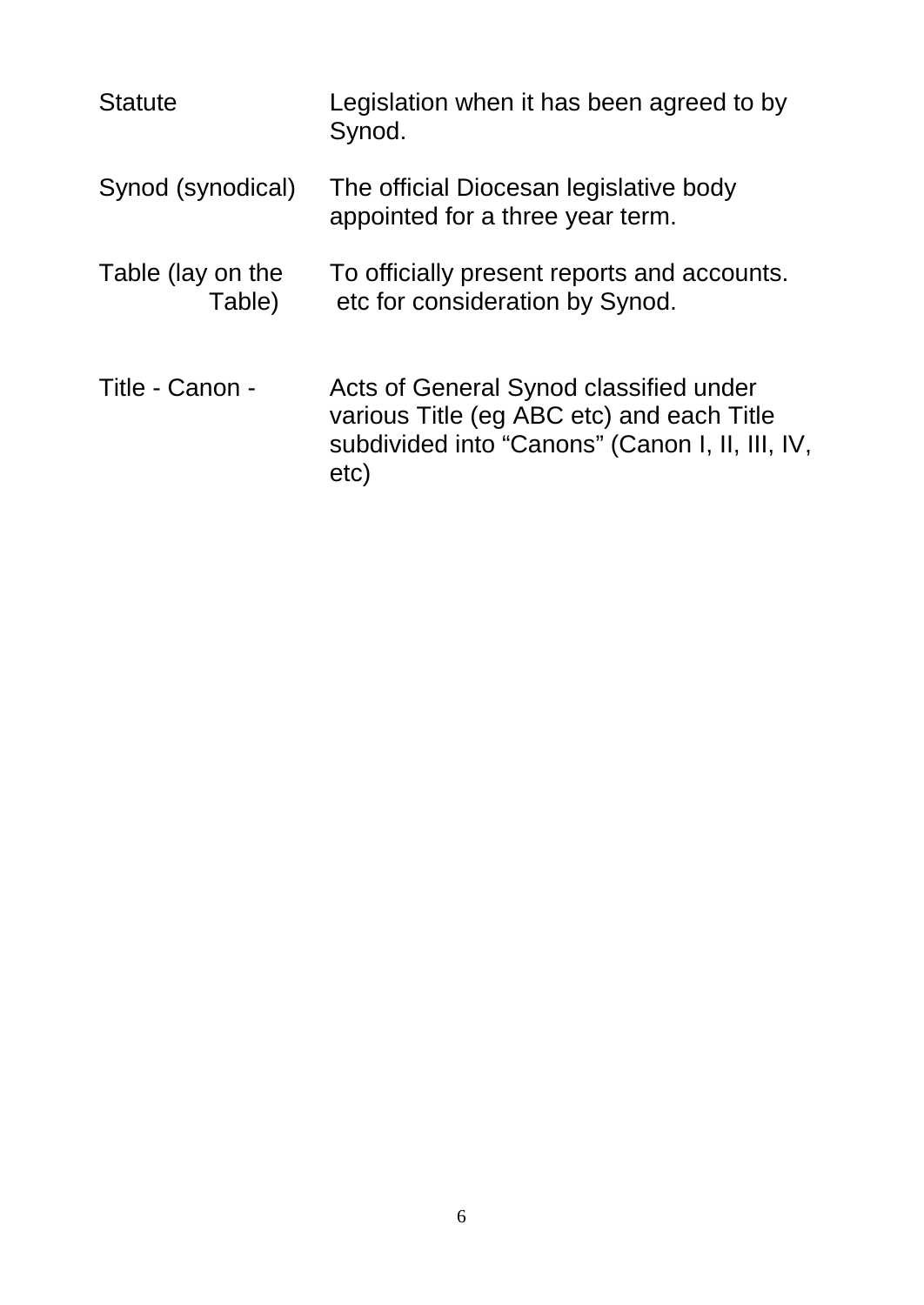| | |
|---|---|
| Statute | Legislation when it has been agreed to by Synod. |
| Synod (synodical) | The official Diocesan legislative body appointed for a three year term. |
| Table (lay on the Table) | To officially present reports and accounts. etc for consideration by Synod. |
| Title - Canon - | Acts of General Synod classified under various Title (eg ABC etc) and each Title subdivided into "Canons" (Canon I, II, III, IV, etc) |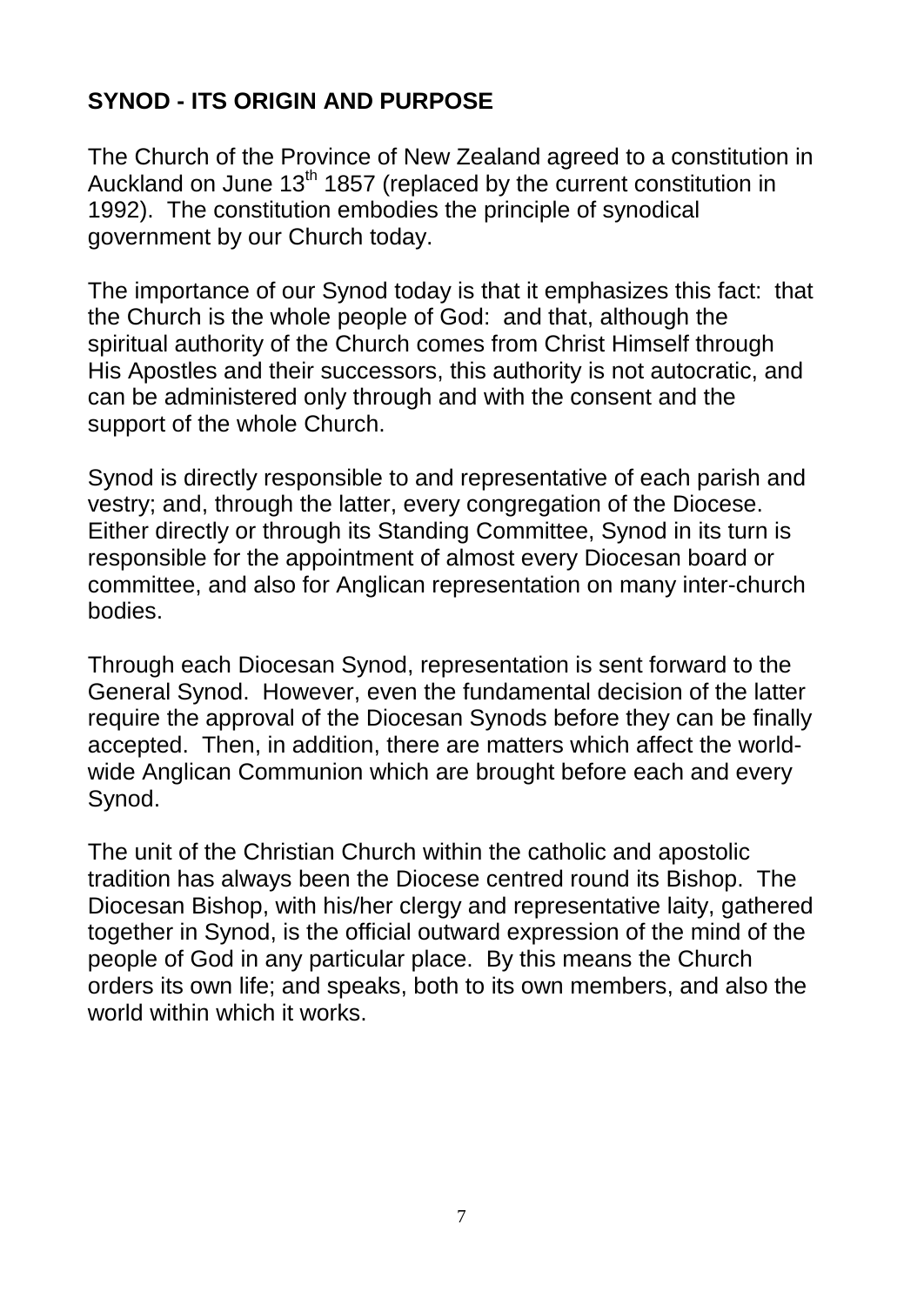## SYNOD - ITS ORIGIN AND PURPOSE

The Church of the Province of New Zealand agreed to a constitution in Auckland on June 13th 1857 (replaced by the current constitution in 1992). The constitution embodies the principle of synodical government by our Church today.

The importance of our Synod today is that it emphasizes this fact: that the Church is the whole people of God: and that, although the spiritual authority of the Church comes from Christ Himself through His Apostles and their successors, this authority is not autocratic, and can be administered only through and with the consent and the support of the whole Church.

Synod is directly responsible to and representative of each parish and vestry; and, through the latter, every congregation of the Diocese. Either directly or through its Standing Committee, Synod in its turn is responsible for the appointment of almost every Diocesan board or committee, and also for Anglican representation on many inter-church bodies.

Through each Diocesan Synod, representation is sent forward to the General Synod. However, even the fundamental decision of the latter require the approval of the Diocesan Synods before they can be finally accepted. Then, in addition, there are matters which affect the world-wide Anglican Communion which are brought before each and every Synod.

The unit of the Christian Church within the catholic and apostolic tradition has always been the Diocese centred round its Bishop. The Diocesan Bishop, with his/her clergy and representative laity, gathered together in Synod, is the official outward expression of the mind of the people of God in any particular place. By this means the Church orders its own life; and speaks, both to its own members, and also the world within which it works.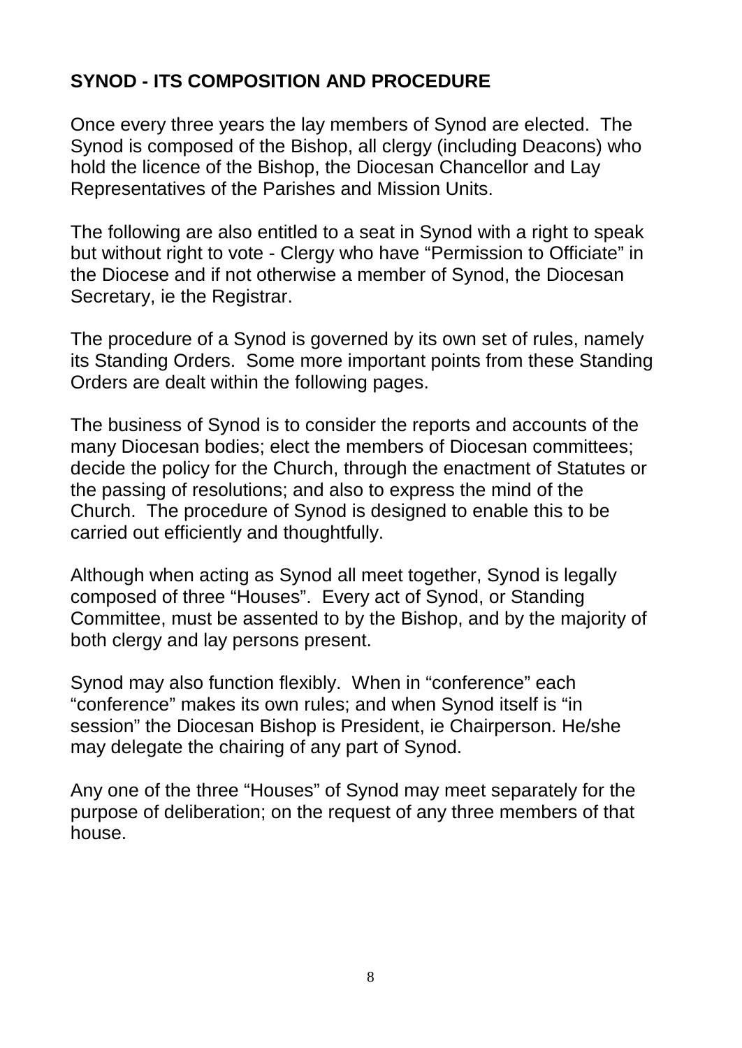# SYNOD - ITS COMPOSITION AND PROCEDURE

Once every three years the lay members of Synod are elected. The Synod is composed of the Bishop, all clergy (including Deacons) who hold the licence of the Bishop, the Diocesan Chancellor and Lay Representatives of the Parishes and Mission Units.

The following are also entitled to a seat in Synod with a right to speak but without right to vote - Clergy who have "Permission to Officiate" in the Diocese and if not otherwise a member of Synod, the Diocesan Secretary, ie the Registrar.

The procedure of a Synod is governed by its own set of rules, namely its Standing Orders. Some more important points from these Standing Orders are dealt within the following pages.

The business of Synod is to consider the reports and accounts of the many Diocesan bodies; elect the members of Diocesan committees; decide the policy for the Church, through the enactment of Statutes or the passing of resolutions; and also to express the mind of the Church. The procedure of Synod is designed to enable this to be carried out efficiently and thoughtfully.

Although when acting as Synod all meet together, Synod is legally composed of three "Houses". Every act of Synod, or Standing Committee, must be assented to by the Bishop, and by the majority of both clergy and lay persons present.

Synod may also function flexibly. When in "conference" each "conference" makes its own rules; and when Synod itself is "in session" the Diocesan Bishop is President, ie Chairperson. He/she may delegate the chairing of any part of Synod.

Any one of the three "Houses" of Synod may meet separately for the purpose of deliberation; on the request of any three members of that house.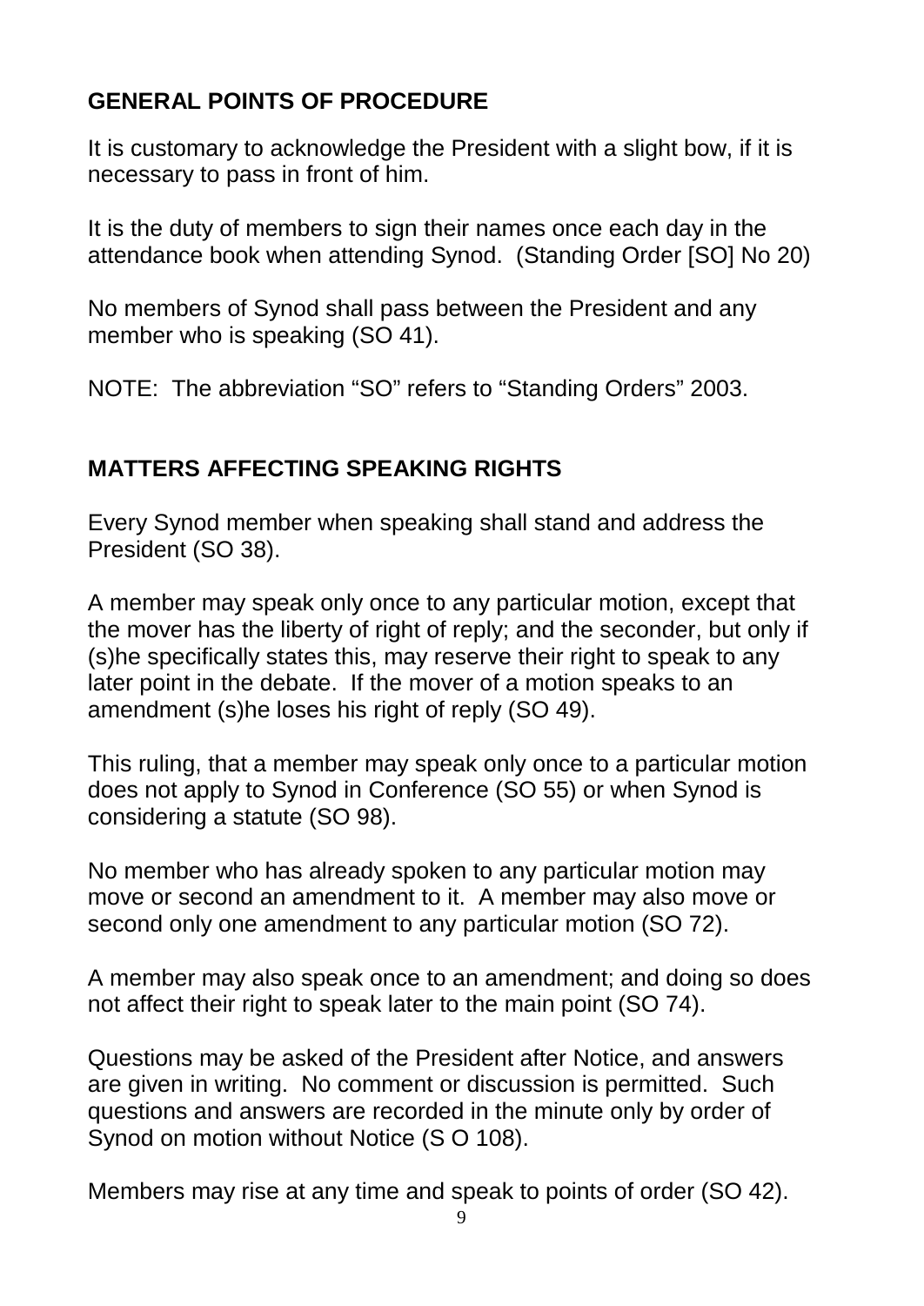## GENERAL POINTS OF PROCEDURE

It is customary to acknowledge the President with a slight bow, if it is necessary to pass in front of him.

It is the duty of members to sign their names once each day in the attendance book when attending Synod. (Standing Order [SO] No 20)

No members of Synod shall pass between the President and any member who is speaking (SO 41).

NOTE: The abbreviation “SO” refers to “Standing Orders” 2003.

## MATTERS AFFECTING SPEAKING RIGHTS

Every Synod member when speaking shall stand and address the President (SO 38).

A member may speak only once to any particular motion, except that the mover has the liberty of right of reply; and the seconder, but only if (s)he specifically states this, may reserve their right to speak to any later point in the debate. If the mover of a motion speaks to an amendment (s)he loses his right of reply (SO 49).

This ruling, that a member may speak only once to a particular motion does not apply to Synod in Conference (SO 55) or when Synod is considering a statute (SO 98).

No member who has already spoken to any particular motion may move or second an amendment to it. A member may also move or second only one amendment to any particular motion (SO 72).

A member may also speak once to an amendment; and doing so does not affect their right to speak later to the main point (SO 74).

Questions may be asked of the President after Notice, and answers are given in writing. No comment or discussion is permitted. Such questions and answers are recorded in the minute only by order of Synod on motion without Notice (S O 108).

Members may rise at any time and speak to points of order (SO 42).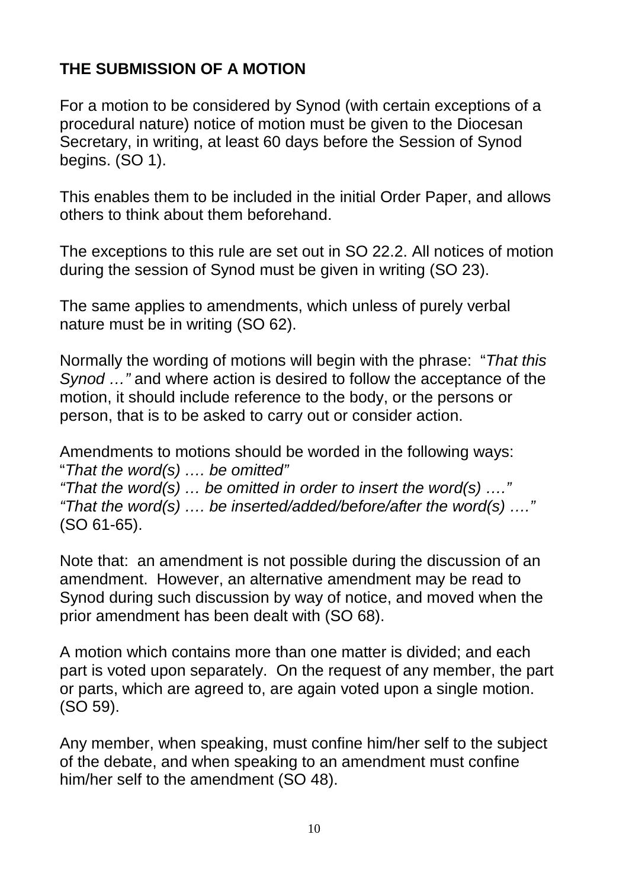## THE SUBMISSION OF A MOTION

For a motion to be considered by Synod (with certain exceptions of a procedural nature) notice of motion must be given to the Diocesan Secretary, in writing, at least 60 days before the Session of Synod begins. (SO 1).

This enables them to be included in the initial Order Paper, and allows others to think about them beforehand.

The exceptions to this rule are set out in SO 22.2. All notices of motion during the session of Synod must be given in writing (SO 23).

The same applies to amendments, which unless of purely verbal nature must be in writing (SO 62).

Normally the wording of motions will begin with the phrase: "*That this Synod …"* and where action is desired to follow the acceptance of the motion, it should include reference to the body, or the persons or person, that is to be asked to carry out or consider action.

Amendments to motions should be worded in the following ways:
"*That the word(s) …. be omitted"*
*"That the word(s) … be omitted in order to insert the word(s) …."*
*"That the word(s) …. be inserted/added/before/after the word(s) …."*
(SO 61-65).

Note that: an amendment is not possible during the discussion of an amendment. However, an alternative amendment may be read to Synod during such discussion by way of notice, and moved when the prior amendment has been dealt with (SO 68).

A motion which contains more than one matter is divided; and each part is voted upon separately. On the request of any member, the part or parts, which are agreed to, are again voted upon a single motion. (SO 59).

Any member, when speaking, must confine him/her self to the subject of the debate, and when speaking to an amendment must confine him/her self to the amendment (SO 48).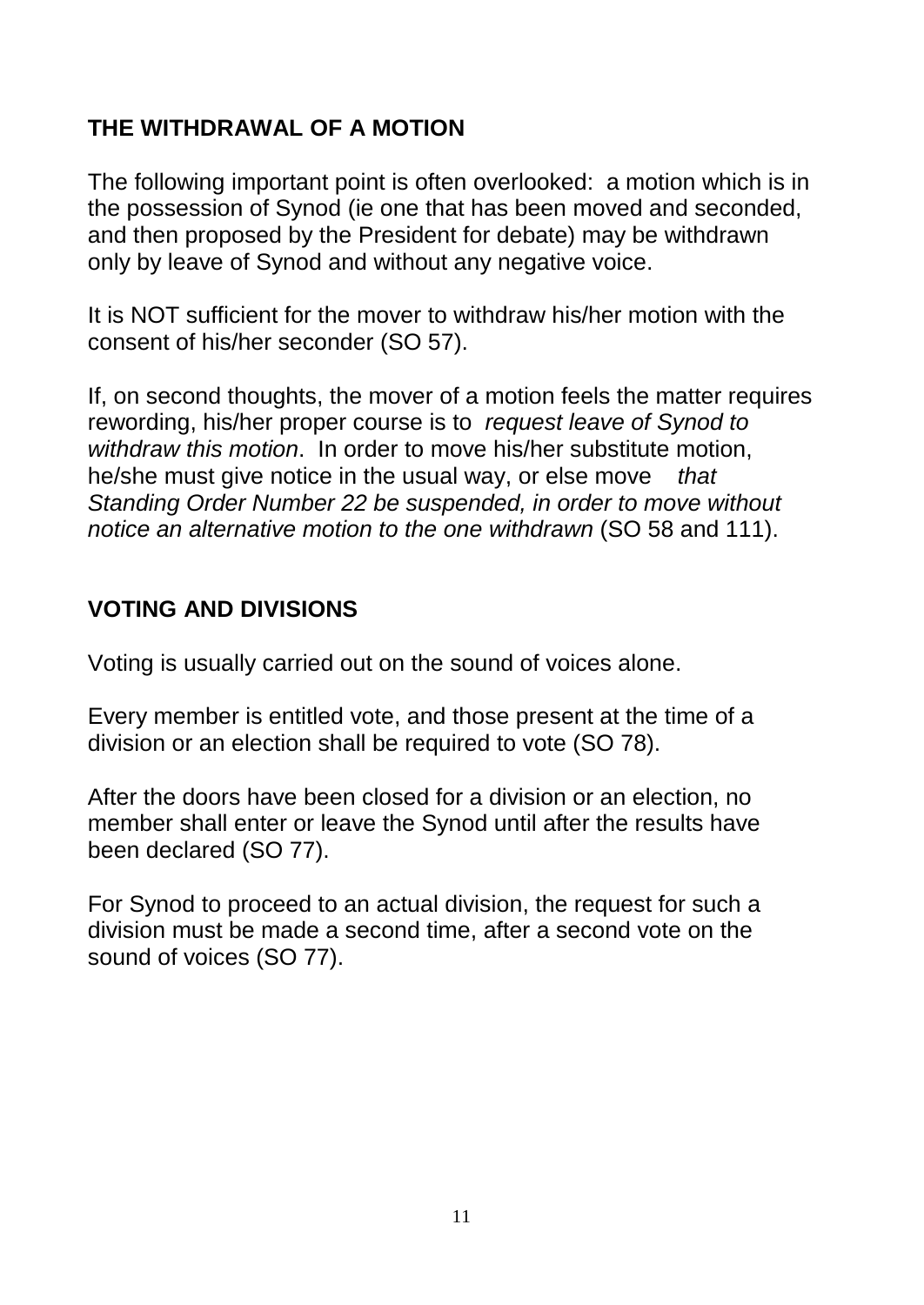## THE WITHDRAWAL OF A MOTION

The following important point is often overlooked: a motion which is in the possession of Synod (ie one that has been moved and seconded, and then proposed by the President for debate) may be withdrawn only by leave of Synod and without any negative voice.

It is NOT sufficient for the mover to withdraw his/her motion with the consent of his/her seconder (SO 57).

If, on second thoughts, the mover of a motion feels the matter requires rewording, his/her proper course is to *request leave of Synod to withdraw this motion*. In order to move his/her substitute motion, he/she must give notice in the usual way, or else move *that Standing Order Number 22 be suspended, in order to move without notice an alternative motion to the one withdrawn* (SO 58 and 111).

## VOTING AND DIVISIONS

Voting is usually carried out on the sound of voices alone.

Every member is entitled vote, and those present at the time of a division or an election shall be required to vote (SO 78).

After the doors have been closed for a division or an election, no member shall enter or leave the Synod until after the results have been declared (SO 77).

For Synod to proceed to an actual division, the request for such a division must be made a second time, after a second vote on the sound of voices (SO 77).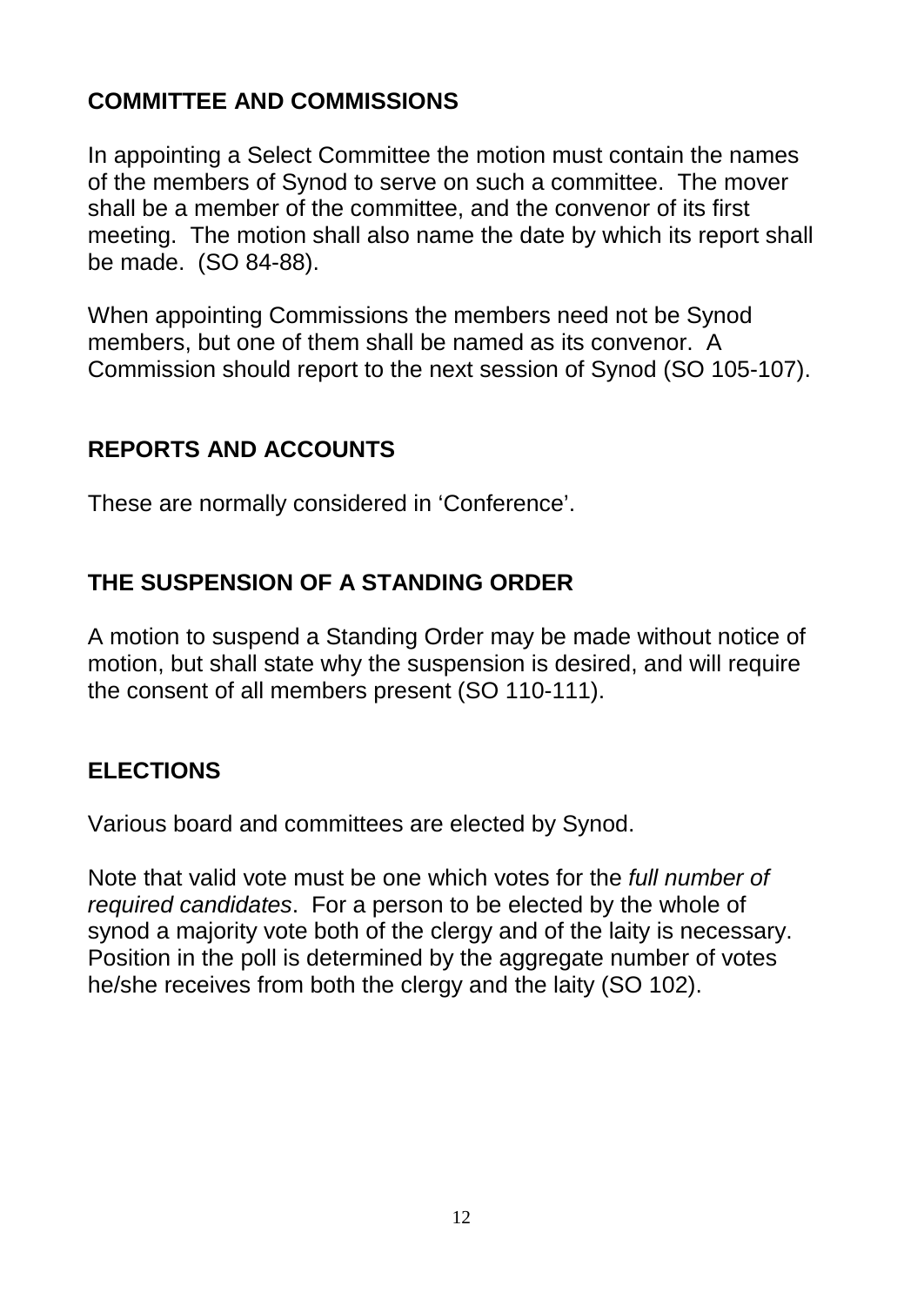## COMMITTEE AND COMMISSIONS

In appointing a Select Committee the motion must contain the names of the members of Synod to serve on such a committee. The mover shall be a member of the committee, and the convenor of its first meeting. The motion shall also name the date by which its report shall be made. (SO 84-88).

When appointing Commissions the members need not be Synod members, but one of them shall be named as its convenor. A Commission should report to the next session of Synod (SO 105-107).

## REPORTS AND ACCOUNTS

These are normally considered in 'Conference'.

## THE SUSPENSION OF A STANDING ORDER

A motion to suspend a Standing Order may be made without notice of motion, but shall state why the suspension is desired, and will require the consent of all members present (SO 110-111).

## ELECTIONS

Various board and committees are elected by Synod.

Note that valid vote must be one which votes for the *full number of required candidates*. For a person to be elected by the whole of synod a majority vote both of the clergy and of the laity is necessary. Position in the poll is determined by the aggregate number of votes he/she receives from both the clergy and the laity (SO 102).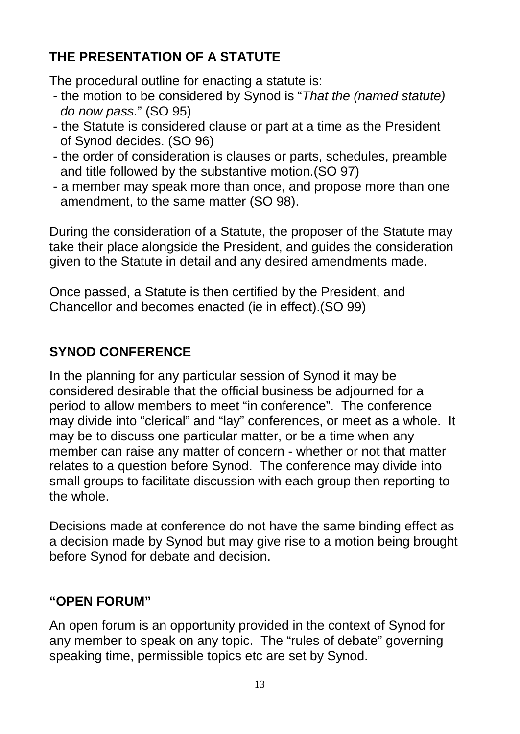## THE PRESENTATION OF A STATUTE

The procedural outline for enacting a statute is:

- the motion to be considered by Synod is "*That the (named statute) do now pass.*" (SO 95)
- the Statute is considered clause or part at a time as the President of Synod decides. (SO 96)
- the order of consideration is clauses or parts, schedules, preamble and title followed by the substantive motion.(SO 97)
- a member may speak more than once, and propose more than one amendment, to the same matter (SO 98).

During the consideration of a Statute, the proposer of the Statute may take their place alongside the President, and guides the consideration given to the Statute in detail and any desired amendments made.

Once passed, a Statute is then certified by the President, and Chancellor and becomes enacted (ie in effect).(SO 99)

## SYNOD CONFERENCE

In the planning for any particular session of Synod it may be considered desirable that the official business be adjourned for a period to allow members to meet "in conference". The conference may divide into "clerical" and "lay" conferences, or meet as a whole. It may be to discuss one particular matter, or be a time when any member can raise any matter of concern - whether or not that matter relates to a question before Synod. The conference may divide into small groups to facilitate discussion with each group then reporting to the whole.

Decisions made at conference do not have the same binding effect as a decision made by Synod but may give rise to a motion being brought before Synod for debate and decision.

## "OPEN FORUM"

An open forum is an opportunity provided in the context of Synod for any member to speak on any topic. The "rules of debate" governing speaking time, permissible topics etc are set by Synod.